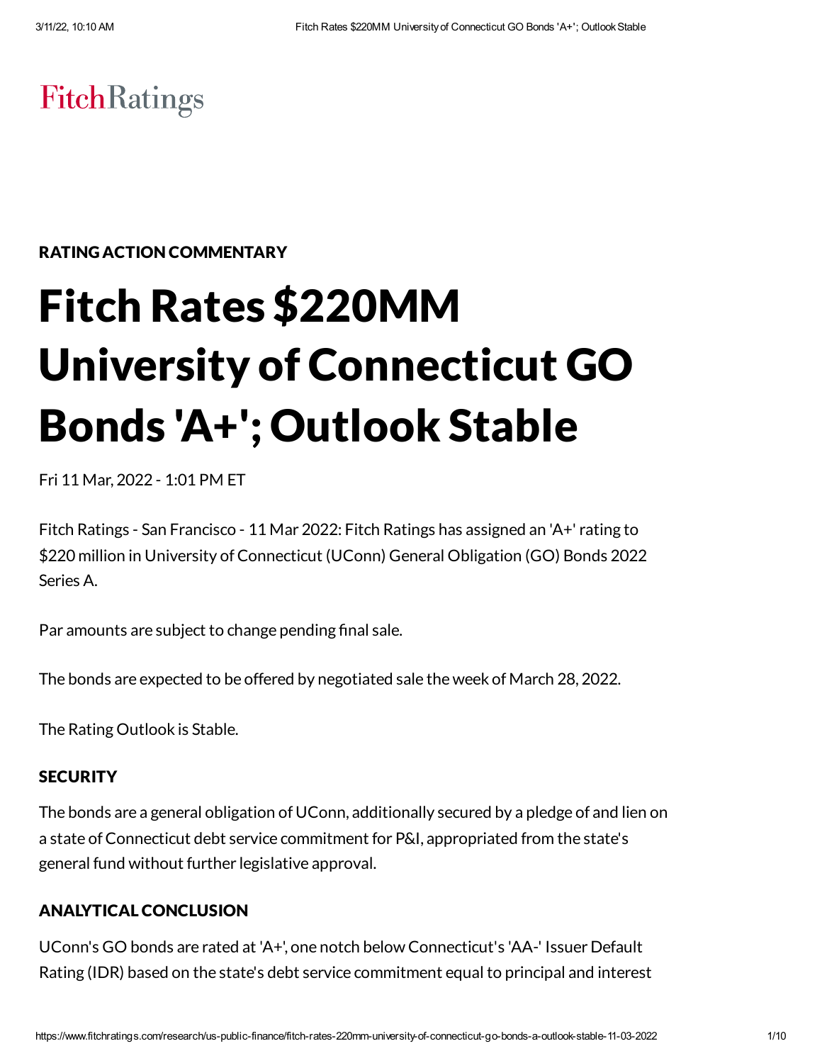FitchRatings

RATING ACTION COMMENTARY

# Fitch Rates $220MM University of Connecticut GO Bonds 'A+'; Outlook Stable

Fri 11 Mar, 2022 - 1:01 PM ET

Fitch Ratings - San Francisco - 11 Mar 2022: Fitch Ratings has assigned an 'A+' rating to $220 million in University of Connecticut (UConn) General Obligation (GO) Bonds 2022 Series A.

Par amounts are subject to change pending final sale.

The bonds are expected to be offered by negotiated sale the week of March 28, 2022.

The Rating Outlook is Stable.

## SECURITY

The bonds are a general obligation of UConn, additionally secured by a pledge of and lien on a state of Connecticut debt service commitment for P&I, appropriated from the state's general fund without further legislative approval.

## ANALYTICAL CONCLUSION

UConn's GO bonds are rated at 'A+', one notch below Connecticut's 'AA-' Issuer Default Rating (IDR) based on the state's debt service commitment equal to principal and interest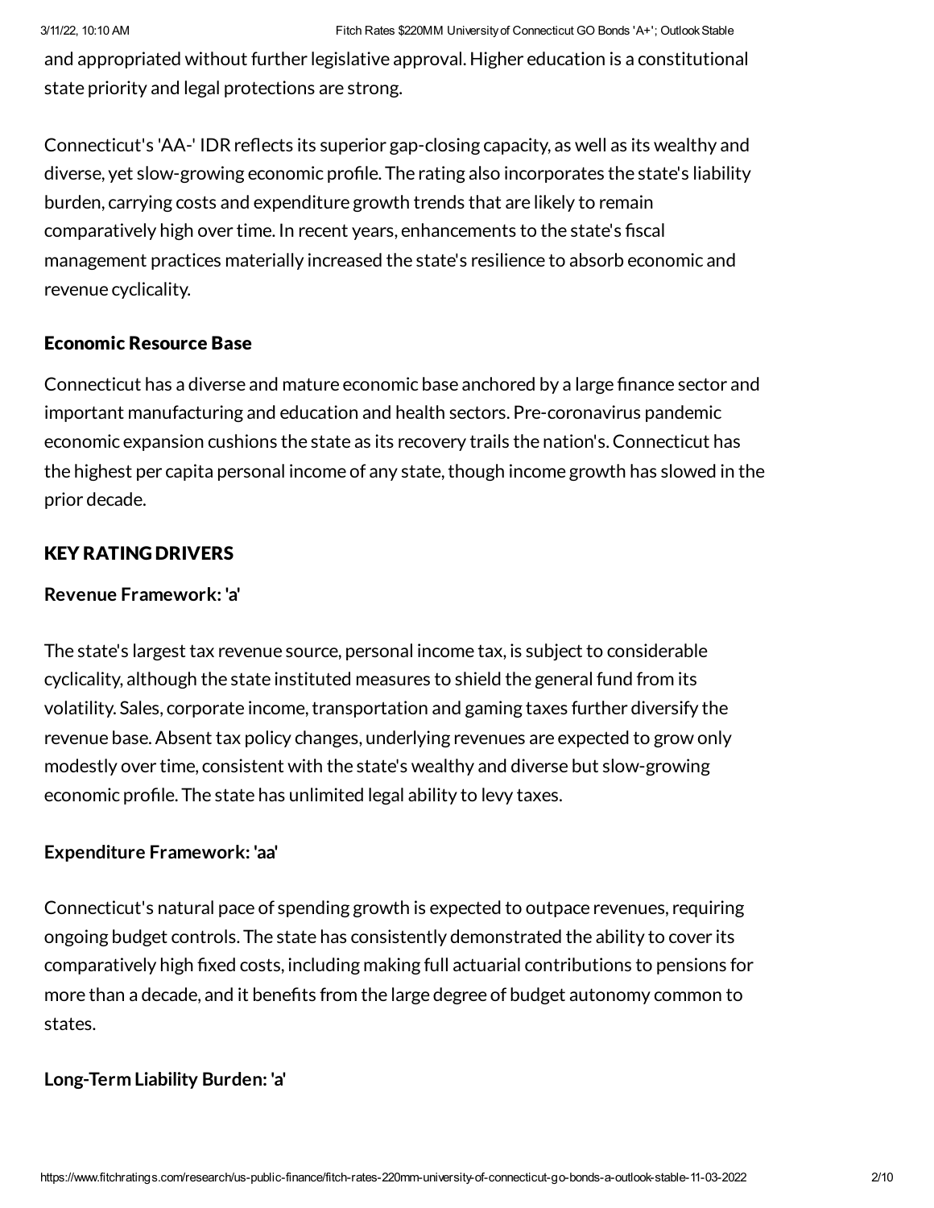and appropriated without further legislative approval. Higher education is a constitutional state priority and legal protections are strong.

Connecticut's 'AA-' IDR reflects its superior gap-closing capacity, as well as its wealthy and diverse, yet slow-growing economic profile. The rating also incorporates the state's liability burden, carrying costs and expenditure growth trends that are likely to remain comparatively high over time. In recent years, enhancements to the state's fiscal management practices materially increased the state's resilience to absorb economic and revenue cyclicality.

### Economic Resource Base

Connecticut has a diverse and mature economic base anchored by a large finance sector and important manufacturing and education and health sectors. Pre-coronavirus pandemic economic expansion cushions the state as its recovery trails the nation's. Connecticut has the highest per capita personal income of any state, though income growth has slowed in the prior decade.

### KEY RATING DRIVERS

**Revenue Framework: 'a'**

The state's largest tax revenue source, personal income tax, is subject to considerable cyclicality, although the state instituted measures to shield the general fund from its volatility. Sales, corporate income, transportation and gaming taxes further diversify the revenue base. Absent tax policy changes, underlying revenues are expected to grow only modestly over time, consistent with the state's wealthy and diverse but slow-growing economic profile. The state has unlimited legal ability to levy taxes.

**Expenditure Framework: 'aa'**

Connecticut's natural pace of spending growth is expected to outpace revenues, requiring ongoing budget controls. The state has consistently demonstrated the ability to cover its comparatively high fixed costs, including making full actuarial contributions to pensions for more than a decade, and it benefits from the large degree of budget autonomy common to states.

**Long-Term Liability Burden: 'a'**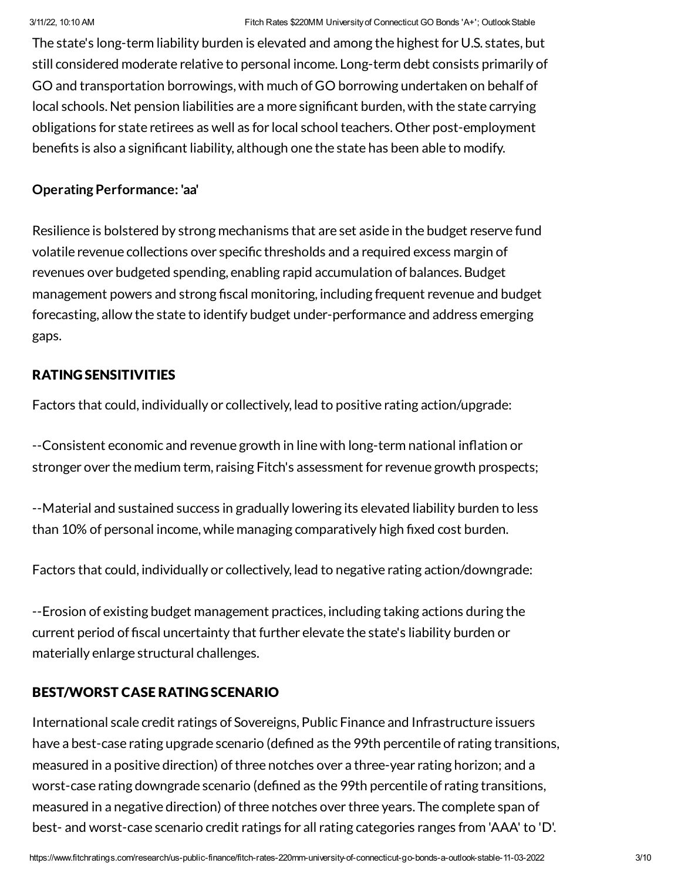The state's long-term liability burden is elevated and among the highest for U.S. states, but still considered moderate relative to personal income. Long-term debt consists primarily of GO and transportation borrowings, with much of GO borrowing undertaken on behalf of local schools. Net pension liabilities are a more significant burden, with the state carrying obligations for state retirees as well as for local school teachers. Other post-employment benefits is also a significant liability, although one the state has been able to modify.

**Operating Performance: 'aa'**

Resilience is bolstered by strong mechanisms that are set aside in the budget reserve fund volatile revenue collections over specific thresholds and a required excess margin of revenues over budgeted spending, enabling rapid accumulation of balances. Budget management powers and strong fiscal monitoring, including frequent revenue and budget forecasting, allow the state to identify budget under-performance and address emerging gaps.

## RATING SENSITIVITIES

Factors that could, individually or collectively, lead to positive rating action/upgrade:

--Consistent economic and revenue growth in line with long-term national inflation or stronger over the medium term, raising Fitch's assessment for revenue growth prospects;

--Material and sustained success in gradually lowering its elevated liability burden to less than 10% of personal income, while managing comparatively high fixed cost burden.

Factors that could, individually or collectively, lead to negative rating action/downgrade:

--Erosion of existing budget management practices, including taking actions during the current period of fiscal uncertainty that further elevate the state's liability burden or materially enlarge structural challenges.

## BEST/WORST CASE RATING SCENARIO

International scale credit ratings of Sovereigns, Public Finance and Infrastructure issuers have a best-case rating upgrade scenario (defined as the 99th percentile of rating transitions, measured in a positive direction) of three notches over a three-year rating horizon; and a worst-case rating downgrade scenario (defined as the 99th percentile of rating transitions, measured in a negative direction) of three notches over three years. The complete span of best- and worst-case scenario credit ratings for all rating categories ranges from 'AAA' to 'D'.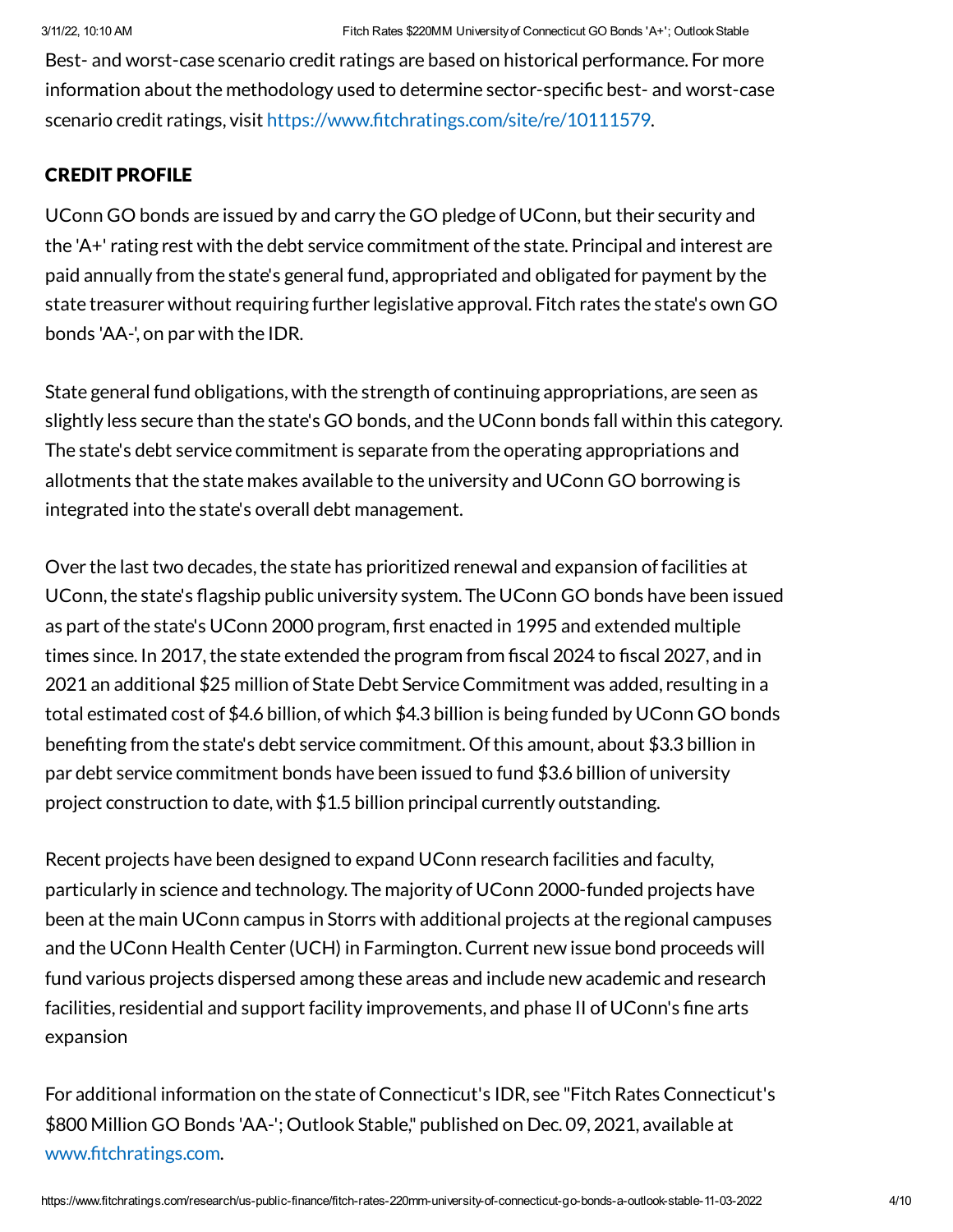Best- and worst-case scenario credit ratings are based on historical performance. For more information about the methodology used to determine sector-specific best- and worst-case scenario credit ratings, visit https://www.fitchratings.com/site/re/10111579.

## CREDIT PROFILE

UConn GO bonds are issued by and carry the GO pledge of UConn, but their security and the 'A+' rating rest with the debt service commitment of the state. Principal and interest are paid annually from the state's general fund, appropriated and obligated for payment by the state treasurer without requiring further legislative approval. Fitch rates the state's own GO bonds 'AA-', on par with the IDR.

State general fund obligations, with the strength of continuing appropriations, are seen as slightly less secure than the state's GO bonds, and the UConn bonds fall within this category. The state's debt service commitment is separate from the operating appropriations and allotments that the state makes available to the university and UConn GO borrowing is integrated into the state's overall debt management.

Over the last two decades, the state has prioritized renewal and expansion of facilities at UConn, the state's flagship public university system. The UConn GO bonds have been issued as part of the state's UConn 2000 program, first enacted in 1995 and extended multiple times since. In 2017, the state extended the program from fiscal 2024 to fiscal 2027, and in 2021 an additional $25 million of State Debt Service Commitment was added, resulting in a total estimated cost of $4.6 billion, of which $4.3 billion is being funded by UConn GO bonds benefiting from the state's debt service commitment. Of this amount, about $3.3 billion in par debt service commitment bonds have been issued to fund $3.6 billion of university project construction to date, with $1.5 billion principal currently outstanding.

Recent projects have been designed to expand UConn research facilities and faculty, particularly in science and technology. The majority of UConn 2000-funded projects have been at the main UConn campus in Storrs with additional projects at the regional campuses and the UConn Health Center (UCH) in Farmington. Current new issue bond proceeds will fund various projects dispersed among these areas and include new academic and research facilities, residential and support facility improvements, and phase II of UConn's fine arts expansion

For additional information on the state of Connecticut's IDR, see "Fitch Rates Connecticut's $800 Million GO Bonds 'AA-'; Outlook Stable," published on Dec. 09, 2021, available at www.fitchratings.com.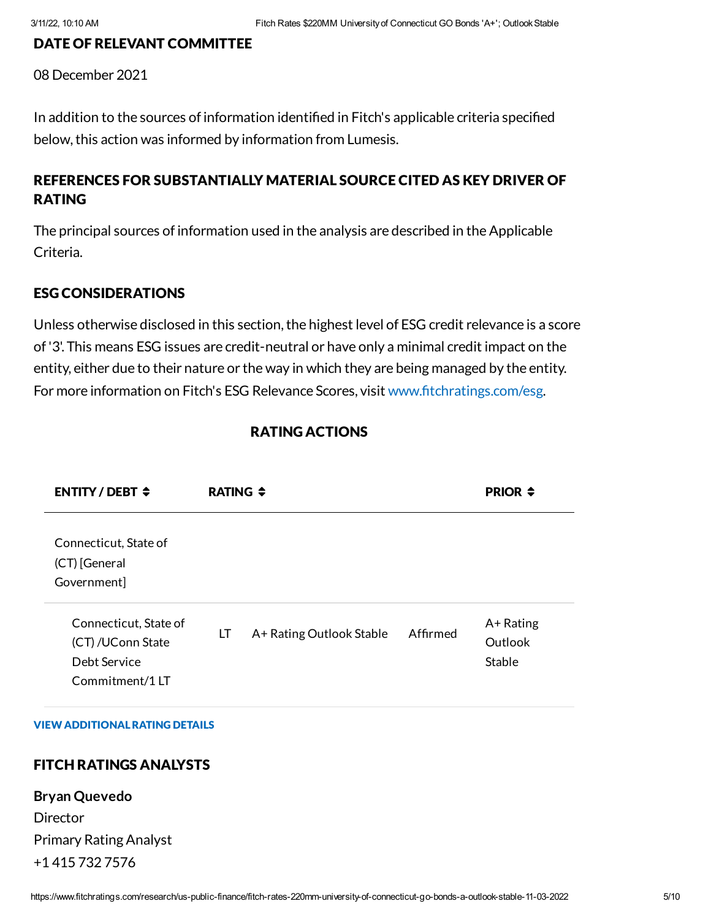## DATE OF RELEVANT COMMITTEE

08 December 2021

In addition to the sources of information identified in Fitch's applicable criteria specified below, this action was informed by information from Lumesis.

## REFERENCES FOR SUBSTANTIALLY MATERIAL SOURCE CITED AS KEY DRIVER OF RATING

The principal sources of information used in the analysis are described in the Applicable Criteria.

## ESG CONSIDERATIONS

Unless otherwise disclosed in this section, the highest level of ESG credit relevance is a score of '3'. This means ESG issues are credit-neutral or have only a minimal credit impact on the entity, either due to their nature or the way in which they are being managed by the entity. For more information on Fitch's ESG Relevance Scores, visit www.fitchratings.com/esg.

## RATING ACTIONS

| ENTITY / DEBT | RATING | | | PRIOR |
|---|---|---|---|---|
| Connecticut, State of (CT) [General Government] | | | | |
| Connecticut, State of (CT) /UConn State Debt Service Commitment/1 LT | LT | A+ Rating Outlook Stable | Affirmed | A+ Rating Outlook Stable |

**VIEW ADDITIONAL RATING DETAILS**

## FITCH RATINGS ANALYSTS

**Bryan Quevedo**
Director
Primary Rating Analyst
+1 415 732 7576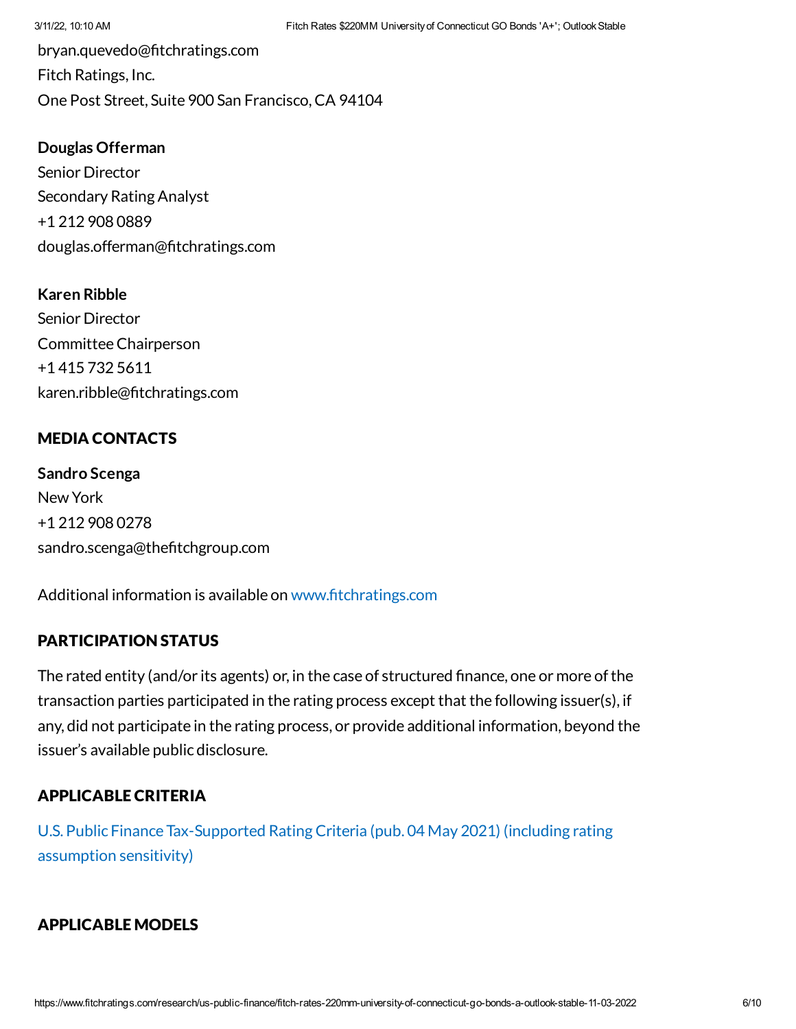bryan.quevedo@fitchratings.com
Fitch Ratings, Inc.
One Post Street, Suite 900 San Francisco, CA 94104

**Douglas Offerman**
Senior Director
Secondary Rating Analyst
+1 212 908 0889
douglas.offerman@fitchratings.com

**Karen Ribble**
Senior Director
Committee Chairperson
+1 415 732 5611
karen.ribble@fitchratings.com

## MEDIA CONTACTS

**Sandro Scenga**
New York
+1 212 908 0278
sandro.scenga@thefitchgroup.com

Additional information is available on www.fitchratings.com

## PARTICIPATION STATUS

The rated entity (and/or its agents) or, in the case of structured finance, one or more of the transaction parties participated in the rating process except that the following issuer(s), if any, did not participate in the rating process, or provide additional information, beyond the issuer's available public disclosure.

## APPLICABLE CRITERIA

U.S. Public Finance Tax-Supported Rating Criteria (pub. 04 May 2021) (including rating assumption sensitivity)

## APPLICABLE MODELS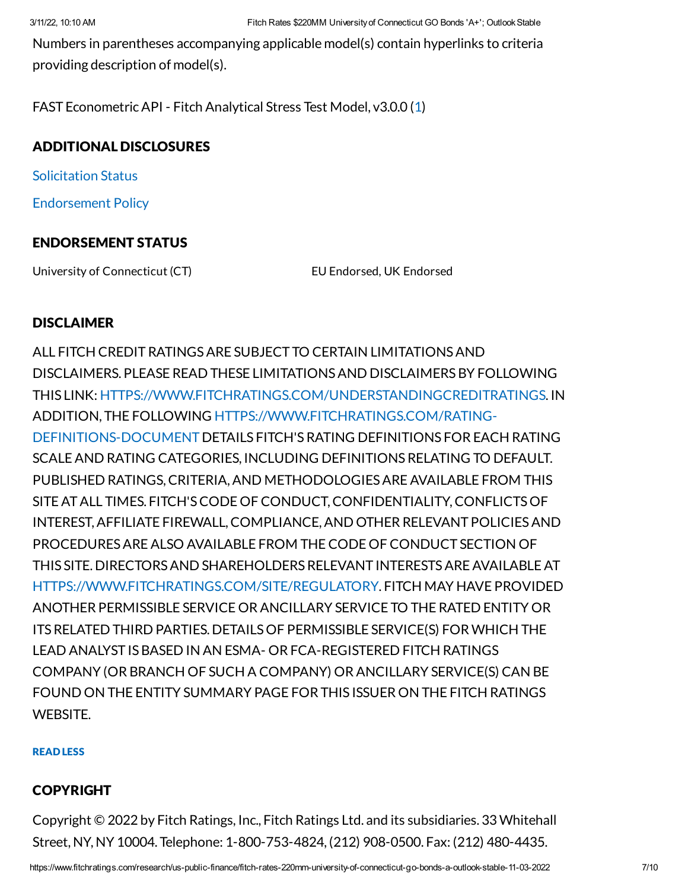Numbers in parentheses accompanying applicable model(s) contain hyperlinks to criteria providing description of model(s).

FAST Econometric API - Fitch Analytical Stress Test Model, v3.0.0 (1)

## ADDITIONAL DISCLOSURES

Solicitation Status

Endorsement Policy

## ENDORSEMENT STATUS

| University of Connecticut (CT) | EU Endorsed, UK Endorsed |
|---|---|

## DISCLAIMER

ALL FITCH CREDIT RATINGS ARE SUBJECT TO CERTAIN LIMITATIONS AND DISCLAIMERS. PLEASE READ THESE LIMITATIONS AND DISCLAIMERS BY FOLLOWING THIS LINK: HTTPS://WWW.FITCHRATINGS.COM/UNDERSTANDINGCREDITRATINGS. IN ADDITION, THE FOLLOWING HTTPS://WWW.FITCHRATINGS.COM/RATING-DEFINITIONS-DOCUMENT DETAILS FITCH'S RATING DEFINITIONS FOR EACH RATING SCALE AND RATING CATEGORIES, INCLUDING DEFINITIONS RELATING TO DEFAULT. PUBLISHED RATINGS, CRITERIA, AND METHODOLOGIES ARE AVAILABLE FROM THIS SITE AT ALL TIMES. FITCH'S CODE OF CONDUCT, CONFIDENTIALITY, CONFLICTS OF INTEREST, AFFILIATE FIREWALL, COMPLIANCE, AND OTHER RELEVANT POLICIES AND PROCEDURES ARE ALSO AVAILABLE FROM THE CODE OF CONDUCT SECTION OF THIS SITE. DIRECTORS AND SHAREHOLDERS RELEVANT INTERESTS ARE AVAILABLE AT HTTPS://WWW.FITCHRATINGS.COM/SITE/REGULATORY. FITCH MAY HAVE PROVIDED ANOTHER PERMISSIBLE SERVICE OR ANCILLARY SERVICE TO THE RATED ENTITY OR ITS RELATED THIRD PARTIES. DETAILS OF PERMISSIBLE SERVICE(S) FOR WHICH THE LEAD ANALYST IS BASED IN AN ESMA- OR FCA-REGISTERED FITCH RATINGS COMPANY (OR BRANCH OF SUCH A COMPANY) OR ANCILLARY SERVICE(S) CAN BE FOUND ON THE ENTITY SUMMARY PAGE FOR THIS ISSUER ON THE FITCH RATINGS WEBSITE.

READ LESS

## COPYRIGHT

Copyright © 2022 by Fitch Ratings, Inc., Fitch Ratings Ltd. and its subsidiaries. 33 Whitehall Street, NY, NY 10004. Telephone: 1-800-753-4824, (212) 908-0500. Fax: (212) 480-4435.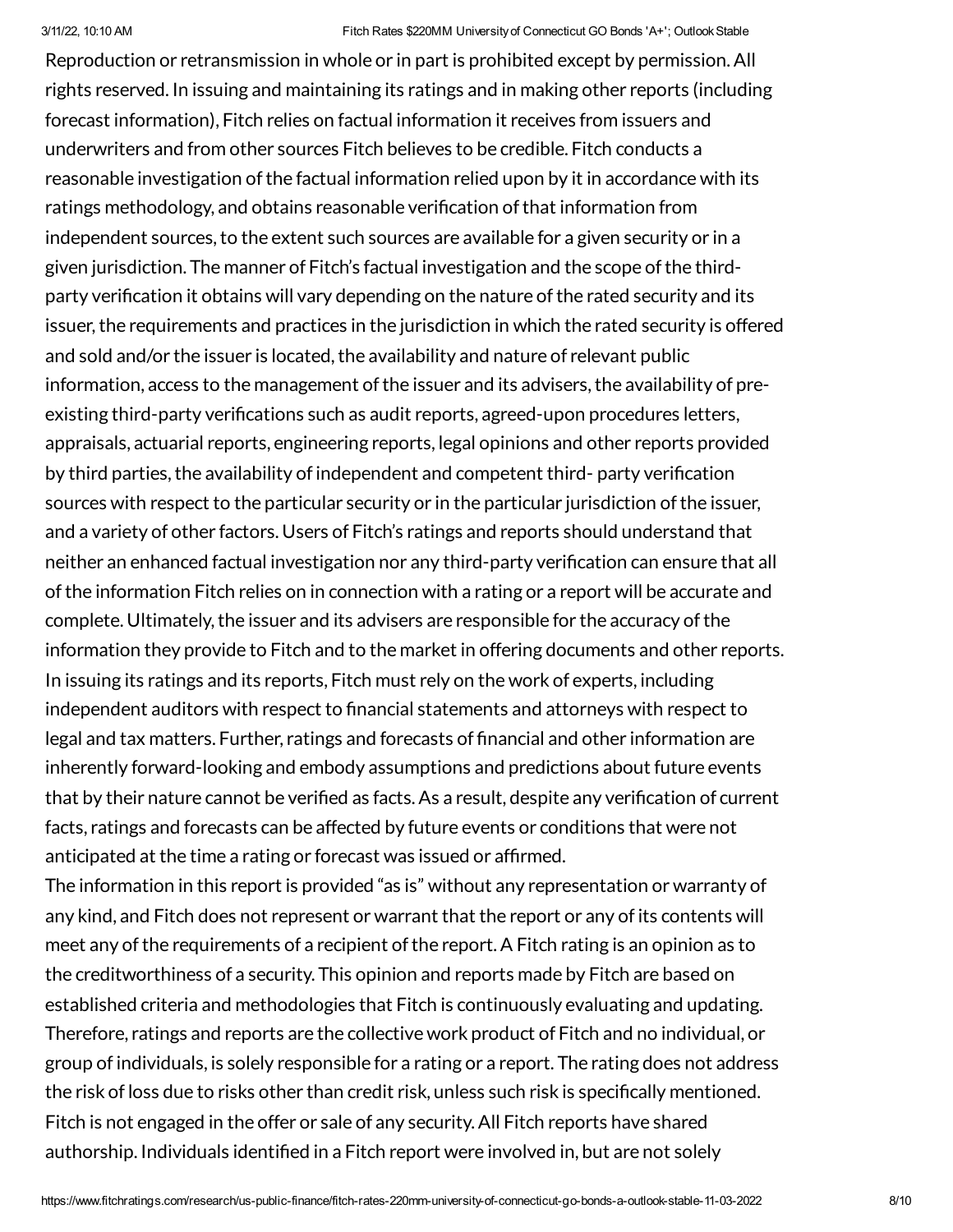Reproduction or retransmission in whole or in part is prohibited except by permission. All rights reserved. In issuing and maintaining its ratings and in making other reports (including forecast information), Fitch relies on factual information it receives from issuers and underwriters and from other sources Fitch believes to be credible. Fitch conducts a reasonable investigation of the factual information relied upon by it in accordance with its ratings methodology, and obtains reasonable verification of that information from independent sources, to the extent such sources are available for a given security or in a given jurisdiction. The manner of Fitch's factual investigation and the scope of the third-party verification it obtains will vary depending on the nature of the rated security and its issuer, the requirements and practices in the jurisdiction in which the rated security is offered and sold and/or the issuer is located, the availability and nature of relevant public information, access to the management of the issuer and its advisers, the availability of pre-existing third-party verifications such as audit reports, agreed-upon procedures letters, appraisals, actuarial reports, engineering reports, legal opinions and other reports provided by third parties, the availability of independent and competent third- party verification sources with respect to the particular security or in the particular jurisdiction of the issuer, and a variety of other factors. Users of Fitch's ratings and reports should understand that neither an enhanced factual investigation nor any third-party verification can ensure that all of the information Fitch relies on in connection with a rating or a report will be accurate and complete. Ultimately, the issuer and its advisers are responsible for the accuracy of the information they provide to Fitch and to the market in offering documents and other reports. In issuing its ratings and its reports, Fitch must rely on the work of experts, including independent auditors with respect to financial statements and attorneys with respect to legal and tax matters. Further, ratings and forecasts of financial and other information are inherently forward-looking and embody assumptions and predictions about future events that by their nature cannot be verified as facts. As a result, despite any verification of current facts, ratings and forecasts can be affected by future events or conditions that were not anticipated at the time a rating or forecast was issued or affirmed.

The information in this report is provided "as is" without any representation or warranty of any kind, and Fitch does not represent or warrant that the report or any of its contents will meet any of the requirements of a recipient of the report. A Fitch rating is an opinion as to the creditworthiness of a security. This opinion and reports made by Fitch are based on established criteria and methodologies that Fitch is continuously evaluating and updating. Therefore, ratings and reports are the collective work product of Fitch and no individual, or group of individuals, is solely responsible for a rating or a report. The rating does not address the risk of loss due to risks other than credit risk, unless such risk is specifically mentioned. Fitch is not engaged in the offer or sale of any security. All Fitch reports have shared authorship. Individuals identified in a Fitch report were involved in, but are not solely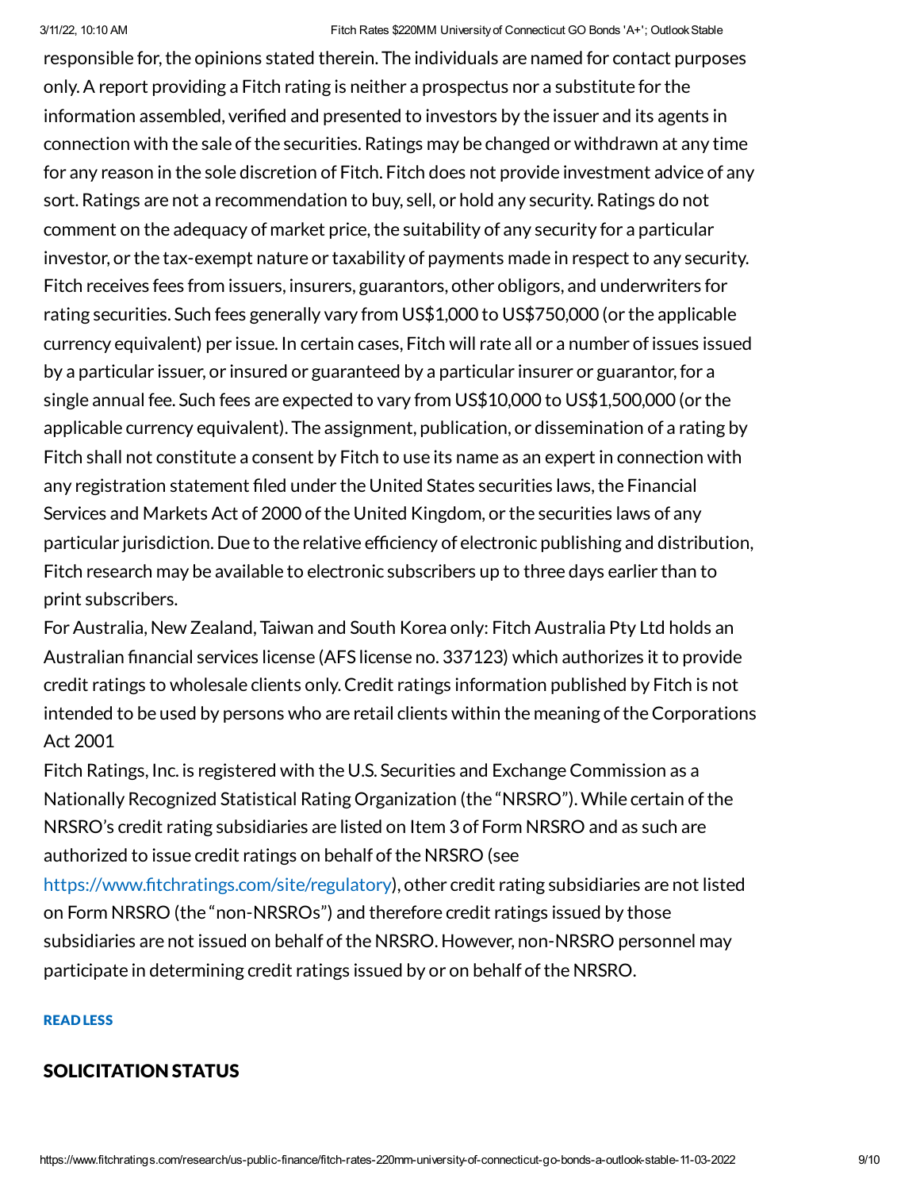responsible for, the opinions stated therein. The individuals are named for contact purposes only. A report providing a Fitch rating is neither a prospectus nor a substitute for the information assembled, verified and presented to investors by the issuer and its agents in connection with the sale of the securities. Ratings may be changed or withdrawn at any time for any reason in the sole discretion of Fitch. Fitch does not provide investment advice of any sort. Ratings are not a recommendation to buy, sell, or hold any security. Ratings do not comment on the adequacy of market price, the suitability of any security for a particular investor, or the tax-exempt nature or taxability of payments made in respect to any security. Fitch receives fees from issuers, insurers, guarantors, other obligors, and underwriters for rating securities. Such fees generally vary from US$1,000 to US$750,000 (or the applicable currency equivalent) per issue. In certain cases, Fitch will rate all or a number of issues issued by a particular issuer, or insured or guaranteed by a particular insurer or guarantor, for a single annual fee. Such fees are expected to vary from US$10,000 to US$1,500,000 (or the applicable currency equivalent). The assignment, publication, or dissemination of a rating by Fitch shall not constitute a consent by Fitch to use its name as an expert in connection with any registration statement filed under the United States securities laws, the Financial Services and Markets Act of 2000 of the United Kingdom, or the securities laws of any particular jurisdiction. Due to the relative efficiency of electronic publishing and distribution, Fitch research may be available to electronic subscribers up to three days earlier than to print subscribers.

For Australia, New Zealand, Taiwan and South Korea only: Fitch Australia Pty Ltd holds an Australian financial services license (AFS license no. 337123) which authorizes it to provide credit ratings to wholesale clients only. Credit ratings information published by Fitch is not intended to be used by persons who are retail clients within the meaning of the Corporations Act 2001

Fitch Ratings, Inc. is registered with the U.S. Securities and Exchange Commission as a Nationally Recognized Statistical Rating Organization (the "NRSRO"). While certain of the NRSRO's credit rating subsidiaries are listed on Item 3 of Form NRSRO and as such are authorized to issue credit ratings on behalf of the NRSRO (see https://www.fitchratings.com/site/regulatory), other credit rating subsidiaries are not listed on Form NRSRO (the "non-NRSROs") and therefore credit ratings issued by those subsidiaries are not issued on behalf of the NRSRO. However, non-NRSRO personnel may participate in determining credit ratings issued by or on behalf of the NRSRO.

**READ LESS**

## SOLICITATION STATUS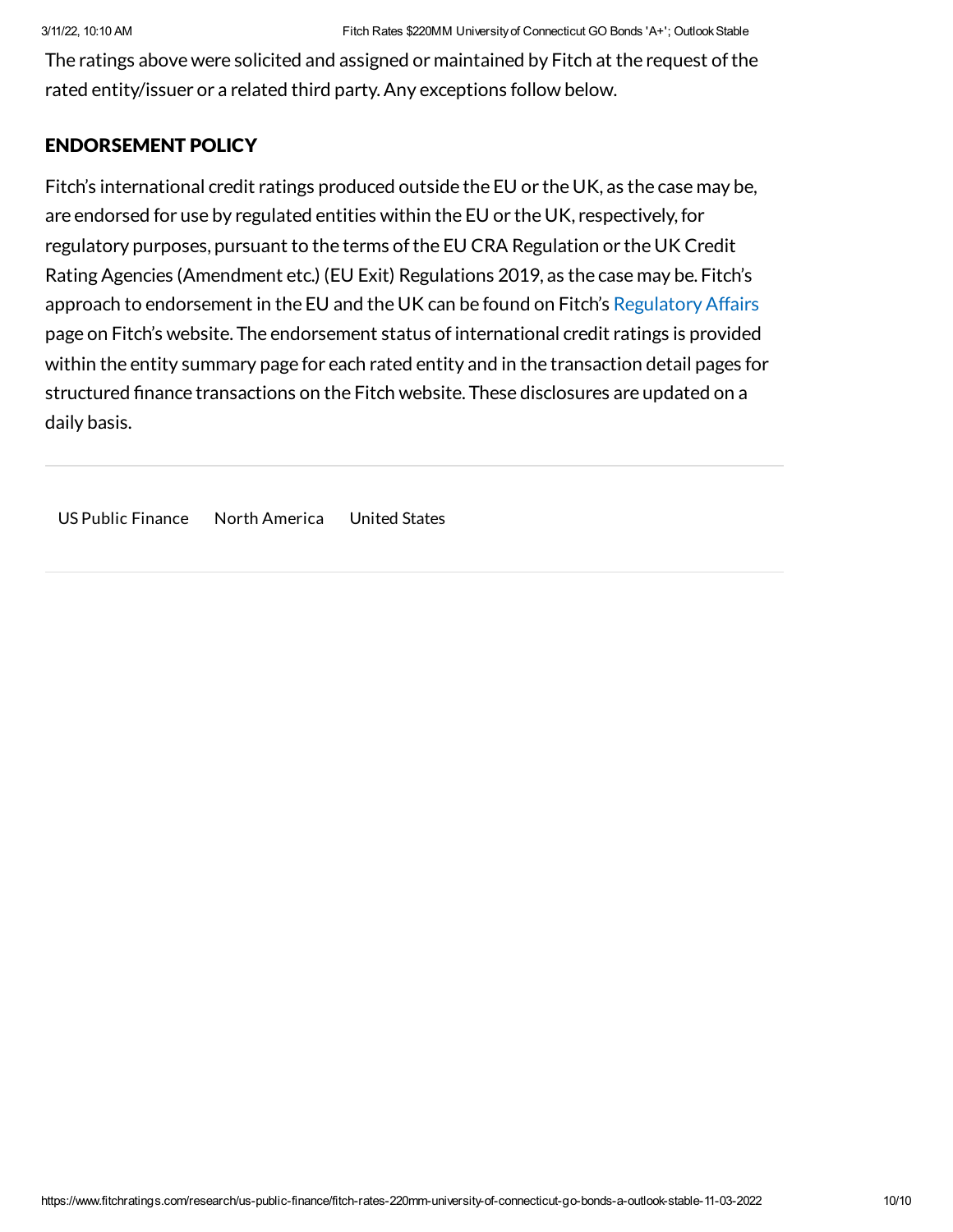The ratings above were solicited and assigned or maintained by Fitch at the request of the rated entity/issuer or a related third party. Any exceptions follow below.

## ENDORSEMENT POLICY

Fitch's international credit ratings produced outside the EU or the UK, as the case may be, are endorsed for use by regulated entities within the EU or the UK, respectively, for regulatory purposes, pursuant to the terms of the EU CRA Regulation or the UK Credit Rating Agencies (Amendment etc.) (EU Exit) Regulations 2019, as the case may be. Fitch's approach to endorsement in the EU and the UK can be found on Fitch's Regulatory Affairs page on Fitch's website. The endorsement status of international credit ratings is provided within the entity summary page for each rated entity and in the transaction detail pages for structured finance transactions on the Fitch website. These disclosures are updated on a daily basis.

---

US Public Finance North America United States